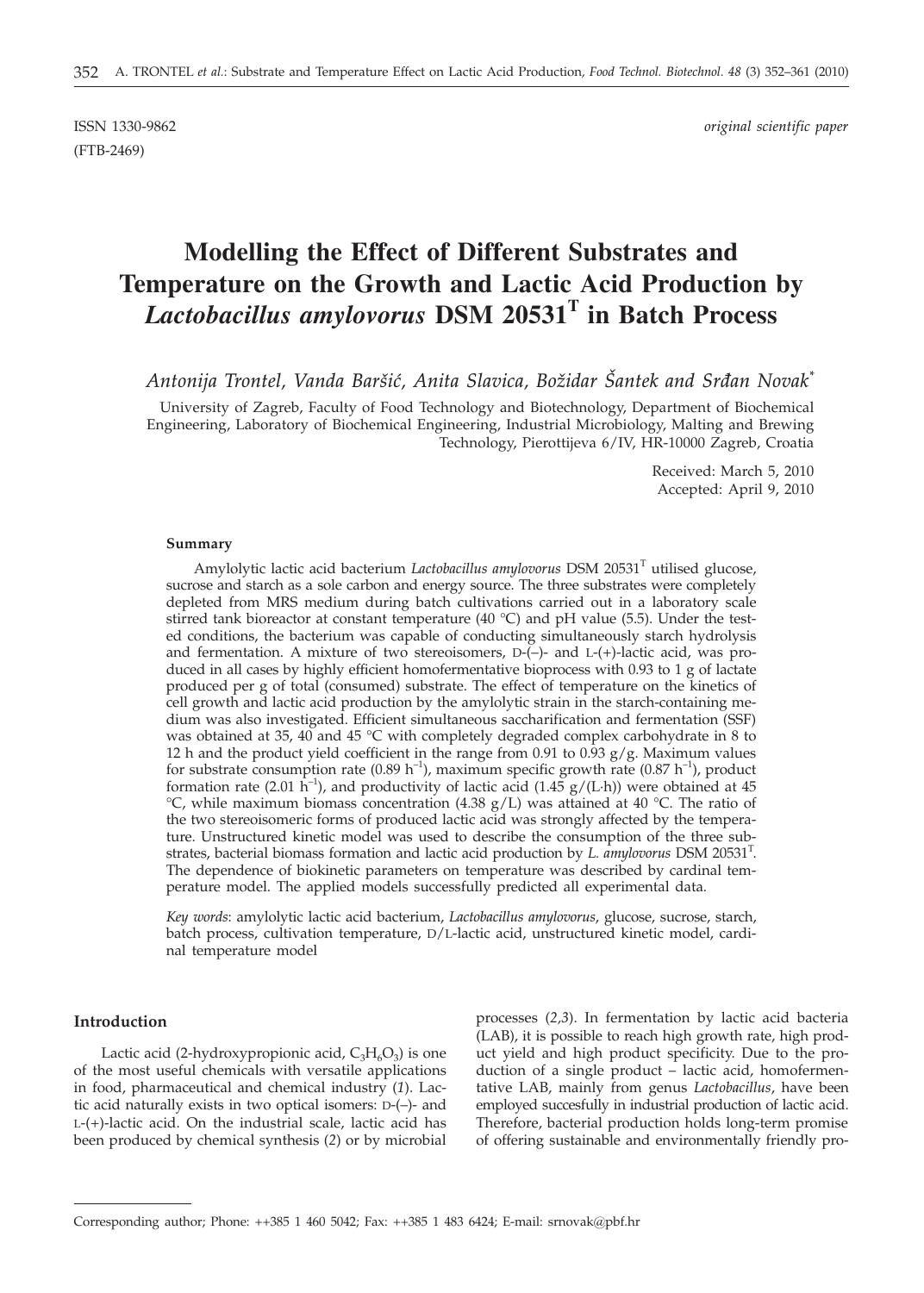ISSN 1330-9862 *original scientific paper*

(FTB-2469)

# Modelling the Effect of Different Substrates and Temperature on the Growth and Lactic Acid Production by *Lactobacillus amylovorus* DSM 20531[T] in Batch Process

*Antonija Trontel, Vanda Baršić, Anita Slavica, Božidar Šantek and Srđan Novak[*]*

University of Zagreb, Faculty of Food Technology and Biotechnology, Department of Biochemical Engineering, Laboratory of Biochemical Engineering, Industrial Microbiology, Malting and Brewing Technology, Pierottijeva 6/IV, HR-10000 Zagreb, Croatia

Received: March 5, 2010
Accepted: April 9, 2010

### Summary

Amylolytic lactic acid bacterium *Lactobacillus amylovorus* DSM 20531[T] utilised glucose, sucrose and starch as a sole carbon and energy source. The three substrates were completely depleted from MRS medium during batch cultivations carried out in a laboratory scale stirred tank bioreactor at constant temperature (40 °C) and pH value (5.5). Under the tested conditions, the bacterium was capable of conducting simultaneously starch hydrolysis and fermentation. A mixture of two stereoisomers, D-(–)- and L-(+)-lactic acid, was produced in all cases by highly efficient homofermentative bioprocess with 0.93 to 1 g of lactate produced per g of total (consumed) substrate. The effect of temperature on the kinetics of cell growth and lactic acid production by the amylolytic strain in the starch-containing medium was also investigated. Efficient simultaneous saccharification and fermentation (SSF) was obtained at 35, 40 and 45 °C with completely degraded complex carbohydrate in 8 to 12 h and the product yield coefficient in the range from 0.91 to 0.93 g/g. Maximum values for substrate consumption rate (0.89 $h^{-1}$), maximum specific growth rate (0.87 $h^{-1}$), product formation rate (2.01 $h^{-1}$), and productivity of lactic acid (1.45 g/(L·h)) were obtained at 45 °C, while maximum biomass concentration (4.38 g/L) was attained at 40 °C. The ratio of the two stereoisomeric forms of produced lactic acid was strongly affected by the temperature. Unstructured kinetic model was used to describe the consumption of the three substrates, bacterial biomass formation and lactic acid production by *L. amylovorus* DSM 20531[T]. The dependence of biokinetic parameters on temperature was described by cardinal temperature model. The applied models successfully predicted all experimental data.

*Key words*: amylolytic lactic acid bacterium, *Lactobacillus amylovorus*, glucose, sucrose, starch, batch process, cultivation temperature, D/L-lactic acid, unstructured kinetic model, cardinal temperature model

### Introduction

Lactic acid (2-hydroxypropionic acid, $C_3H_6O_3$) is one of the most useful chemicals with versatile applications in food, pharmaceutical and chemical industry (*1*). Lactic acid naturally exists in two optical isomers: D-(–)- and L-(+)-lactic acid. On the industrial scale, lactic acid has been produced by chemical synthesis (*2*) or by microbial processes (*2,3*). In fermentation by lactic acid bacteria (LAB), it is possible to reach high growth rate, high product yield and high product specificity. Due to the production of a single product – lactic acid, homofermentative LAB, mainly from genus *Lactobacillus*, have been employed succesfully in industrial production of lactic acid. Therefore, bacterial production holds long-term promise of offering sustainable and environmentally friendly pro-

[*]Corresponding author; Phone: ++385 1 460 5042; Fax: ++385 1 483 6424; E-mail: srnovak@pbf.hr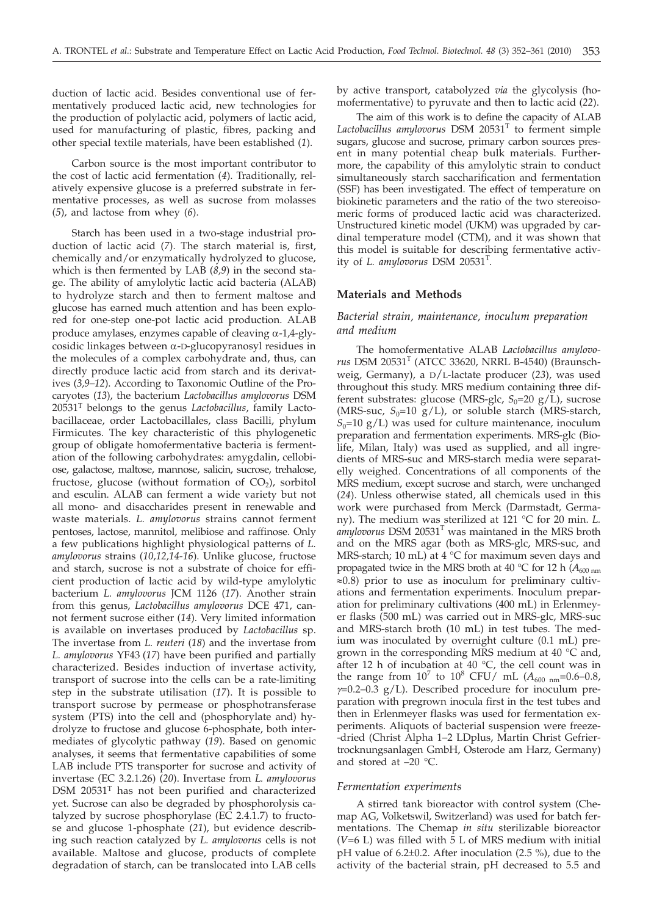duction of lactic acid. Besides conventional use of fermentatively produced lactic acid, new technologies for the production of polylactic acid, polymers of lactic acid, used for manufacturing of plastic, fibres, packing and other special textile materials, have been established (*1*).

Carbon source is the most important contributor to the cost of lactic acid fermentation (*4*). Traditionally, relatively expensive glucose is a preferred substrate in fermentative processes, as well as sucrose from molasses (*5*), and lactose from whey (*6*).

Starch has been used in a two-stage industrial production of lactic acid (*7*). The starch material is, first, chemically and/or enzymatically hydrolyzed to glucose, which is then fermented by LAB (*8,9*) in the second stage. The ability of amylolytic lactic acid bacteria (ALAB) to hydrolyze starch and then to ferment maltose and glucose has earned much attention and has been explored for one-step one-pot lactic acid production. ALAB produce amylases, enzymes capable of cleaving α-1,4-glycosidic linkages between α-D-glucopyranosyl residues in the molecules of a complex carbohydrate and, thus, can directly produce lactic acid from starch and its derivatives (*3,9–12*). According to Taxonomic Outline of the Procaryotes (*13*), the bacterium *Lactobacillus amylovorus* DSM 20531[T] belongs to the genus *Lactobacillus*, family Lactobacillaceae, order Lactobacillales, class Bacilli, phylum Firmicutes. The key characteristic of this phylogenetic group of obligate homofermentative bacteria is fermentation of the following carbohydrates: amygdalin, cellobiose, galactose, maltose, mannose, salicin, sucrose, trehalose, fructose, glucose (without formation of $CO_2$), sorbitol and esculin. ALAB can ferment a wide variety but not all mono- and disaccharides present in renewable and waste materials. *L. amylovorus* strains cannot ferment pentoses, lactose, mannitol, melibiose and raffinose. Only a few publications highlight physiological patterns of *L. amylovorus* strains (*10,12,14–16*). Unlike glucose, fructose and starch, sucrose is not a substrate of choice for efficient production of lactic acid by wild-type amylolytic bacterium *L. amylovorus* JCM 1126 (*17*). Another strain from this genus, *Lactobacillus amylovorus* DCE 471, cannot ferment sucrose either (*14*). Very limited information is available on invertases produced by *Lactobacillus* sp. The invertase from *L. reuteri* (*18*) and the invertase from *L. amylovorus* YF43 (*17*) have been purified and partially characterized. Besides induction of invertase activity, transport of sucrose into the cells can be a rate-limiting step in the substrate utilisation (*17*). It is possible to transport sucrose by permease or phosphotransferase system (PTS) into the cell and (phosphorylate and) hydrolyze to fructose and glucose 6-phosphate, both intermediates of glycolytic pathway (*19*). Based on genomic analyses, it seems that fermentative capabilities of some LAB include PTS transporter for sucrose and activity of invertase (EC 3.2.1.26) (*20*). Invertase from *L. amylovorus* DSM 20531[T] has not been purified and characterized yet. Sucrose can also be degraded by phosphorolysis catalyzed by sucrose phosphorylase (EC 2.4.1.7) to fructose and glucose 1-phosphate (*21*), but evidence describing such reaction catalyzed by *L. amylovorus* cells is not available. Maltose and glucose, products of complete degradation of starch, can be translocated into LAB cells by active transport, catabolyzed *via* the glycolysis (homofermentative) to pyruvate and then to lactic acid (*22*).

The aim of this work is to define the capacity of ALAB *Lactobacillus amylovorus* DSM 20531[T] to ferment simple sugars, glucose and sucrose, primary carbon sources present in many potential cheap bulk materials. Furthermore, the capability of this amylolytic strain to conduct simultaneously starch saccharification and fermentation (SSF) has been investigated. The effect of temperature on biokinetic parameters and the ratio of the two stereoisomeric forms of produced lactic acid was characterized. Unstructured kinetic model (UKM) was upgraded by cardinal temperature model (CTM), and it was shown that this model is suitable for describing fermentative activity of *L. amylovorus* DSM 20531[T].

## Materials and Methods

### *Bacterial strain, maintenance, inoculum preparation and medium*

The homofermentative ALAB *Lactobacillus amylovorus* DSM 20531[T] (ATCC 33620, NRRL B-4540) (Braunschweig, Germany), a D/L-lactate producer (*23*), was used throughout this study. MRS medium containing three different substrates: glucose (MRS-glc, $S_0$=20 g/L), sucrose (MRS-suc, $S_0$=10 g/L), or soluble starch (MRS-starch, $S_0$=10 g/L) was used for culture maintenance, inoculum preparation and fermentation experiments. MRS-glc (Biolife, Milan, Italy) was used as supplied, and all ingredients of MRS-suc and MRS-starch media were separatelly weighed. Concentrations of all components of the MRS medium, except sucrose and starch, were unchanged (*24*). Unless otherwise stated, all chemicals used in this work were purchased from Merck (Darmstadt, Germany). The medium was sterilized at 121 °C for 20 min. *L. amylovorus* DSM 20531[T] was maintained in the MRS broth and on the MRS agar (both as MRS-glc, MRS-suc, and MRS-starch; 10 mL) at 4 °C for maximum seven days and propagated twice in the MRS broth at 40 °C for 12 h ($A_{600\ nm}$ ≈0.8) prior to use as inoculum for preliminary cultivations and fermentation experiments. Inoculum preparation for preliminary cultivations (400 mL) in Erlenmeyer flasks (500 mL) was carried out in MRS-glc, MRS-suc and MRS-starch broth (10 mL) in test tubes. The medium was inoculated by overnight culture (0.1 mL) pregrown in the corresponding MRS medium at 40 °C and, after 12 h of incubation at 40 °C, the cell count was in the range from $10^7$ to $10^8$ CFU/ mL ($A_{600\ nm}$=0.6–0.8, $\gamma$=0.2–0.3 g/L). Described procedure for inoculum preparation with pregrown inocula first in the test tubes and then in Erlenmeyer flasks was used for fermentation experiments. Aliquots of bacterial suspension were freeze-dried (Christ Alpha 1–2 LDplus, Martin Christ Gefriertrocknungsanlagen GmbH, Osterode am Harz, Germany) and stored at –20 °C.

### *Fermentation experiments*

A stirred tank bioreactor with control system (Chemap AG, Volketswil, Switzerland) was used for batch fermentations. The Chemap *in situ* sterilizable bioreactor ($V$=6 L) was filled with 5 L of MRS medium with initial pH value of 6.2±0.2. After inoculation (2.5 %), due to the activity of the bacterial strain, pH decreased to 5.5 and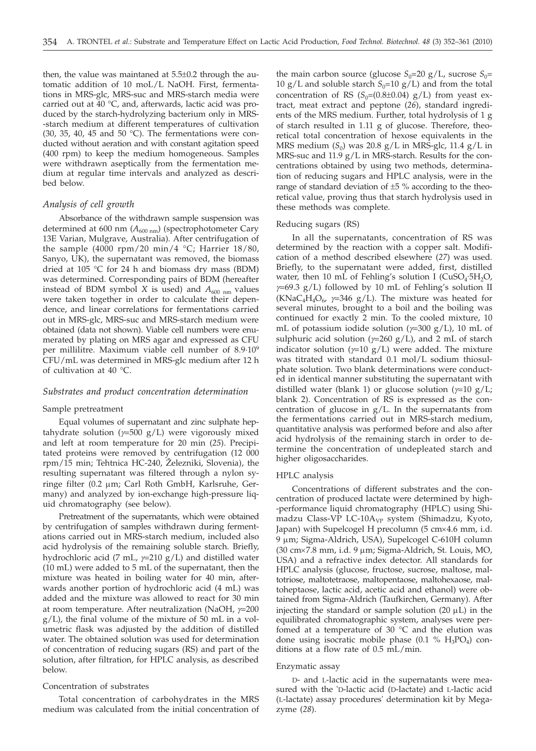then, the value was maintaned at 5.5±0.2 through the automatic addition of 10 moL/L NaOH. First, fermentations in MRS-glc, MRS-suc and MRS-starch media were carried out at 40 °C, and, afterwards, lactic acid was produced by the starch-hydrolyzing bacterium only in MRS-starch medium at different temperatures of cultivation (30, 35, 40, 45 and 50 °C). The fermentations were conducted without aeration and with constant agitation speed (400 rpm) to keep the medium homogeneous. Samples were withdrawn aseptically from the fermentation medium at regular time intervals and analyzed as described below.

### *Analysis of cell growth*

Absorbance of the withdrawn sample suspension was determined at 600 nm ($A_{600\ nm}$) (spectrophotometer Cary 13E Varian, Mulgrave, Australia). After centrifugation of the sample (4000 rpm/20 min/4 °C; Harrier 18/80, Sanyo, UK), the supernatant was removed, the biomass dried at 105 °C for 24 h and biomass dry mass (BDM) was determined. Corresponding pairs of BDM (hereafter instead of BDM symbol *X* is used) and $A_{600\ nm}$ values were taken together in order to calculate their dependence, and linear correlations for fermentations carried out in MRS-glc, MRS-suc and MRS-starch medium were obtained (data not shown). Viable cell numbers were enumerated by plating on MRS agar and expressed as CFU per millilitre. Maximum viable cell number of $8.9\cdot10^9$ CFU/mL was determined in MRS-glc medium after 12 h of cultivation at 40 °C.

### *Substrates and product concentration determination*

#### Sample pretreatment

Equal volumes of supernatant and zinc sulphate heptahydrate solution ($\gamma$=500 g/L) were vigorously mixed and left at room temperature for 20 min (*25*). Precipitated proteins were removed by centrifugation (12 000 rpm/15 min; Tehtnica HC-240, Železniki, Slovenia), the resulting supernatant was filtered through a nylon syringe filter (0.2 µm; Carl Roth GmbH, Karlsruhe, Germany) and analyzed by ion-exchange high-pressure liquid chromatography (see below).

Pretreatment of the supernatants, which were obtained by centrifugation of samples withdrawn during fermentations carried out in MRS-starch medium, included also acid hydrolysis of the remaining soluble starch. Briefly, hydrochloric acid (7 mL, $\gamma$=210 g/L) and distilled water (10 mL) were added to 5 mL of the supernatant, then the mixture was heated in boiling water for 40 min, afterwards another portion of hydrochloric acid (4 mL) was added and the mixture was allowed to react for 30 min at room temperature. After neutralization (NaOH, $\gamma$=200 g/L), the final volume of the mixture of 50 mL in a volumetric flask was adjusted by the addition of distilled water. The obtained solution was used for determination of concentration of reducing sugars (RS) and part of the solution, after filtration, for HPLC analysis, as described below.

#### Concentration of substrates

Total concentration of carbohydrates in the MRS medium was calculated from the initial concentration of the main carbon source (glucose $S_0$=20 g/L, sucrose $S_0$=10 g/L and soluble starch $S_0$=10 g/L) and from the total concentration of RS ($S_0$=(0.8±0.04) g/L) from yeast extract, meat extract and peptone (*26*), standard ingredients of the MRS medium. Further, total hydrolysis of 1 g of starch resulted in 1.11 g of glucose. Therefore, theoretical total concentration of hexose equivalents in the MRS medium ($S_0$) was 20.8 g/L in MRS-glc, 11.4 g/L in MRS-suc and 11.9 g/L in MRS-starch. Results for the concentrations obtained by using two methods, determination of reducing sugars and HPLC analysis, were in the range of standard deviation of ±5 % according to the theoretical value, proving thus that starch hydrolysis used in these methods was complete.

#### Reducing sugars (RS)

In all the supernatants, concentration of RS was determined by the reaction with a copper salt. Modification of a method described elsewhere (*27*) was used. Briefly, to the supernatant were added, first, distilled water, then 10 mL of Fehling's solution I ($CuSO_4\cdot5H_2O$, $\gamma$=69.3 g/L) followed by 10 mL of Fehling's solution II ($KNaC_4H_4O_6$, $\gamma$=346 g/L). The mixture was heated for several minutes, brought to a boil and the boiling was continued for exactly 2 min. To the cooled mixture, 10 mL of potassium iodide solution ($\gamma$=300 g/L), 10 mL of sulphuric acid solution ($\gamma$=260 g/L), and 2 mL of starch indicator solution ($\gamma$=10 g/L) were added. The mixture was titrated with standard 0.1 mol/L sodium thiosulphate solution. Two blank determinations were conducted in identical manner substituting the supernatant with distilled water (blank 1) or glucose solution ($\gamma$=10 g/L; blank 2). Concentration of RS is expressed as the concentration of glucose in g/L. In the supernatants from the fermentations carried out in MRS-starch medium, quantitative analysis was performed before and also after acid hydrolysis of the remaining starch in order to determine the concentration of undepleated starch and higher oligosaccharides.

#### HPLC analysis

Concentrations of different substrates and the concentration of produced lactate were determined by high-performance liquid chromatography (HPLC) using Shimadzu Class-VP LC-10A$_{VP}$ system (Shimadzu, Kyoto, Japan) with Supelcogel H precolumn (5 cm×4.6 mm, i.d. 9 µm; Sigma-Aldrich, USA), Supelcogel C-610H column (30 cm×7.8 mm, i.d. 9 µm; Sigma-Aldrich, St. Louis, MO, USA) and a refractive index detector. All standards for HPLC analysis (glucose, fructose, sucrose, maltose, maltotriose, maltotetraose, maltopentaose, maltohexaose, maltoheptaose, lactic acid, acetic acid and ethanol) were obtained from Sigma-Aldrich (Taufkirchen, Germany). After injecting the standard or sample solution (20 µL) in the equilibrated chromatographic system, analyses were perfomed at a temperature of 30 °C and the elution was done using isocratic mobile phase (0.1 % $H_3PO_4$) conditions at a flow rate of 0.5 mL/min.

#### Enzymatic assay

D- and L-lactic acid in the supernatants were measured with the 'D-lactic acid (D-lactate) and L-lactic acid (L-lactate) assay procedures' determination kit by Megazyme (*28*).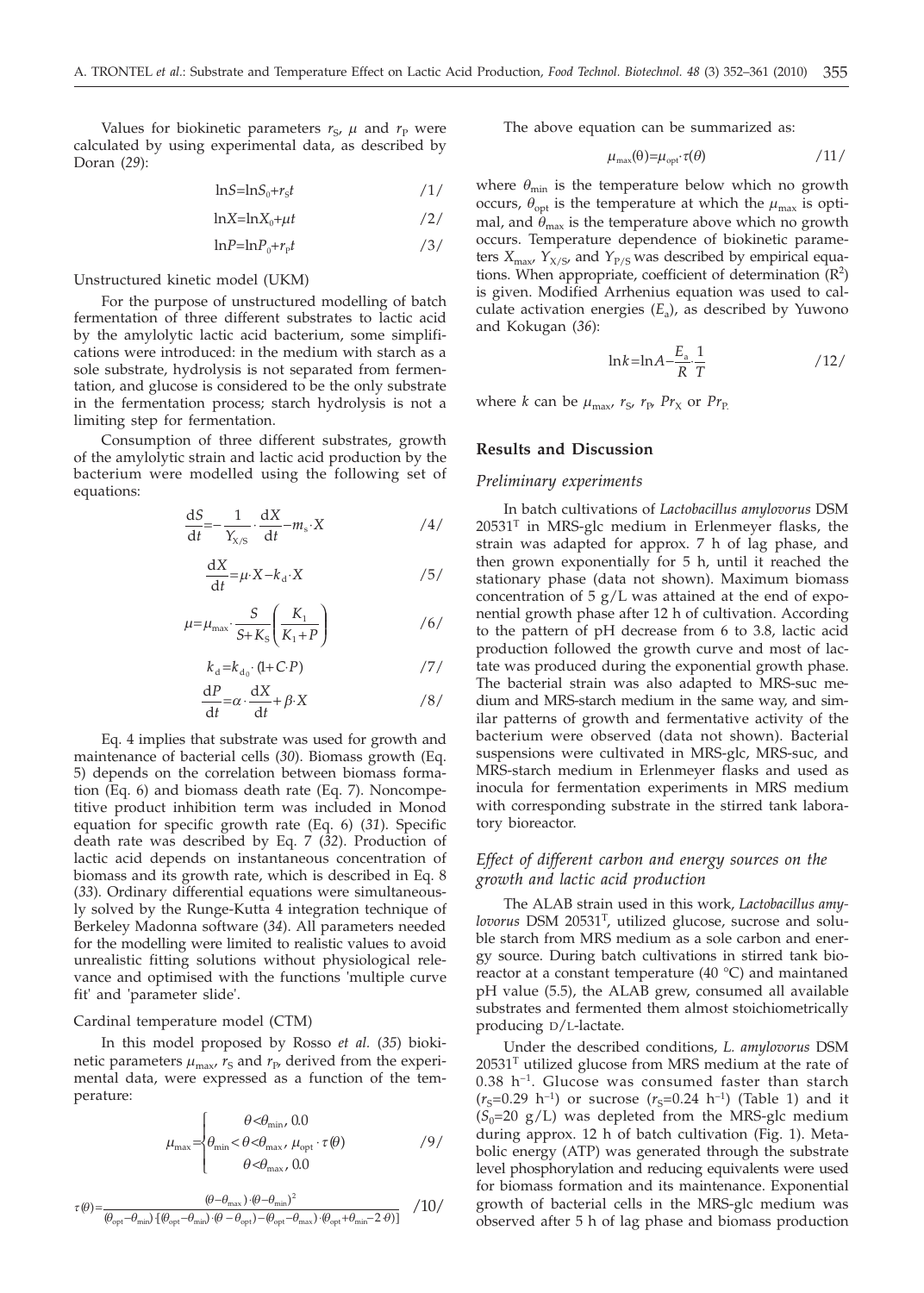Values for biokinetic parameters $r_S$, $\mu$ and $r_P$ were calculated by using experimental data, as described by Doran (*29*):

$$\ln S = \ln S_0 + r_S t \qquad /1/$$

$$\ln X = \ln X_0 + \mu t \qquad /2/$$

$$\ln P = \ln P_0 + r_P t \qquad /3/$$

Unstructured kinetic model (UKM)

For the purpose of unstructured modelling of batch fermentation of three different substrates to lactic acid by the amylolytic lactic acid bacterium, some simplifications were introduced: in the medium with starch as a sole substrate, hydrolysis is not separated from fermentation, and glucose is considered to be the only substrate in the fermentation process; starch hydrolysis is not a limiting step for fermentation.

Consumption of three different substrates, growth of the amylolytic strain and lactic acid production by the bacterium were modelled using the following set of equations:

$$\frac{dS}{dt} = -\frac{1}{Y_{X/S}} \cdot \frac{dX}{dt} - m_s \cdot X \qquad /4/$$

$$\frac{dX}{dt} = \mu \cdot X - k_d \cdot X \qquad /5/$$

$$\mu = \mu_{max} \cdot \frac{S}{S + K_S} \left( \frac{K_1}{K_1 + P} \right) \qquad /6/$$

$$k_d = k_{d_0} \cdot (1 + C \cdot P) \qquad /7/$$

$$\frac{dP}{dt} = \alpha \cdot \frac{dX}{dt} + \beta \cdot X \qquad /8/$$

Eq. 4 implies that substrate was used for growth and maintenance of bacterial cells (*30*). Biomass growth (Eq. 5) depends on the correlation between biomass formation (Eq. 6) and biomass death rate (Eq. 7). Noncompetitive product inhibition term was included in Monod equation for specific growth rate (Eq. 6) (*31*). Specific death rate was described by Eq. 7 (*32*). Production of lactic acid depends on instantaneous concentration of biomass and its growth rate, which is described in Eq. 8 (*33*). Ordinary differential equations were simultaneously solved by the Runge-Kutta 4 integration technique of Berkeley Madonna software (*34*). All parameters needed for the modelling were limited to realistic values to avoid unrealistic fitting solutions without physiological relevance and optimised with the functions 'multiple curve fit' and 'parameter slide'.

Cardinal temperature model (CTM)

In this model proposed by Rosso *et al.* (*35*) biokinetic parameters $\mu_{max}$, $r_S$ and $r_P$, derived from the experimental data, were expressed as a function of the temperature:

$$\mu_{max} = \begin{cases} \theta < \theta_{min},\ 0.0 \\ \theta_{min} < \theta < \theta_{max},\ \mu_{opt} \cdot \tau(\theta) \\ \theta < \theta_{max},\ 0.0 \end{cases} \qquad /9/$$

$$\tau(\theta) = \frac{(\theta - \theta_{max}) \cdot (\theta - \theta_{min})^2}{(\theta_{opt} - \theta_{min}) \cdot [(\theta_{opt} - \theta_{min}) \cdot (\theta - \theta_{opt}) - (\theta_{opt} - \theta_{max}) \cdot (\theta_{opt} + \theta_{min} - 2\theta)]} \qquad /10/$$

The above equation can be summarized as:

$$\mu_{max}(\theta) = \mu_{opt} \cdot \tau(\theta) \qquad /11/$$

where $\theta_{min}$ is the temperature below which no growth occurs, $\theta_{opt}$ is the temperature at which the $\mu_{max}$ is optimal, and $\theta_{max}$ is the temperature above which no growth occurs. Temperature dependence of biokinetic parameters $X_{max}$, $Y_{X/S}$, and $Y_{P/S}$ was described by empirical equations. When appropriate, coefficient of determination ($R^2$) is given. Modified Arrhenius equation was used to calculate activation energies ($E_a$), as described by Yuwono and Kokugan (*36*):

$$\ln k = \ln A - \frac{E_a}{R} \cdot \frac{1}{T} \qquad /12/$$

where $k$ can be $\mu_{max}$, $r_S$, $r_P$, $Pr_X$ or $Pr_P$.

## Results and Discussion

### Preliminary experiments

In batch cultivations of *Lactobacillus amylovorus* DSM 20531$^T$ in MRS-glc medium in Erlenmeyer flasks, the strain was adapted for approx. 7 h of lag phase, and then grown exponentially for 5 h, until it reached the stationary phase (data not shown). Maximum biomass concentration of 5 g/L was attained at the end of exponential growth phase after 12 h of cultivation. According to the pattern of pH decrease from 6 to 3.8, lactic acid production followed the growth curve and most of lactate was produced during the exponential growth phase. The bacterial strain was also adapted to MRS-suc medium and MRS-starch medium in the same way, and similar patterns of growth and fermentative activity of the bacterium were observed (data not shown). Bacterial suspensions were cultivated in MRS-glc, MRS-suc, and MRS-starch medium in Erlenmeyer flasks and used as inocula for fermentation experiments in MRS medium with corresponding substrate in the stirred tank laboratory bioreactor.

### Effect of different carbon and energy sources on the growth and lactic acid production

The ALAB strain used in this work, *Lactobacillus amylovorus* DSM 20531$^T$, utilized glucose, sucrose and soluble starch from MRS medium as a sole carbon and energy source. During batch cultivations in stirred tank bioreactor at a constant temperature (40 °C) and maintained pH value (5.5), the ALAB grew, consumed all available substrates and fermented them almost stoichiometrically producing D/L-lactate.

Under the described conditions, *L. amylovorus* DSM 20531$^T$ utilized glucose from MRS medium at the rate of 0.38 h$^{-1}$. Glucose was consumed faster than starch ($r_S$=0.29 h$^{-1}$) or sucrose ($r_S$=0.24 h$^{-1}$) (Table 1) and it ($S_0$=20 g/L) was depleted from the MRS-glc medium during approx. 12 h of batch cultivation (Fig. 1). Metabolic energy (ATP) was generated through the substrate level phosphorylation and reducing equivalents were used for biomass formation and its maintenance. Exponential growth of bacterial cells in the MRS-glc medium was observed after 5 h of lag phase and biomass production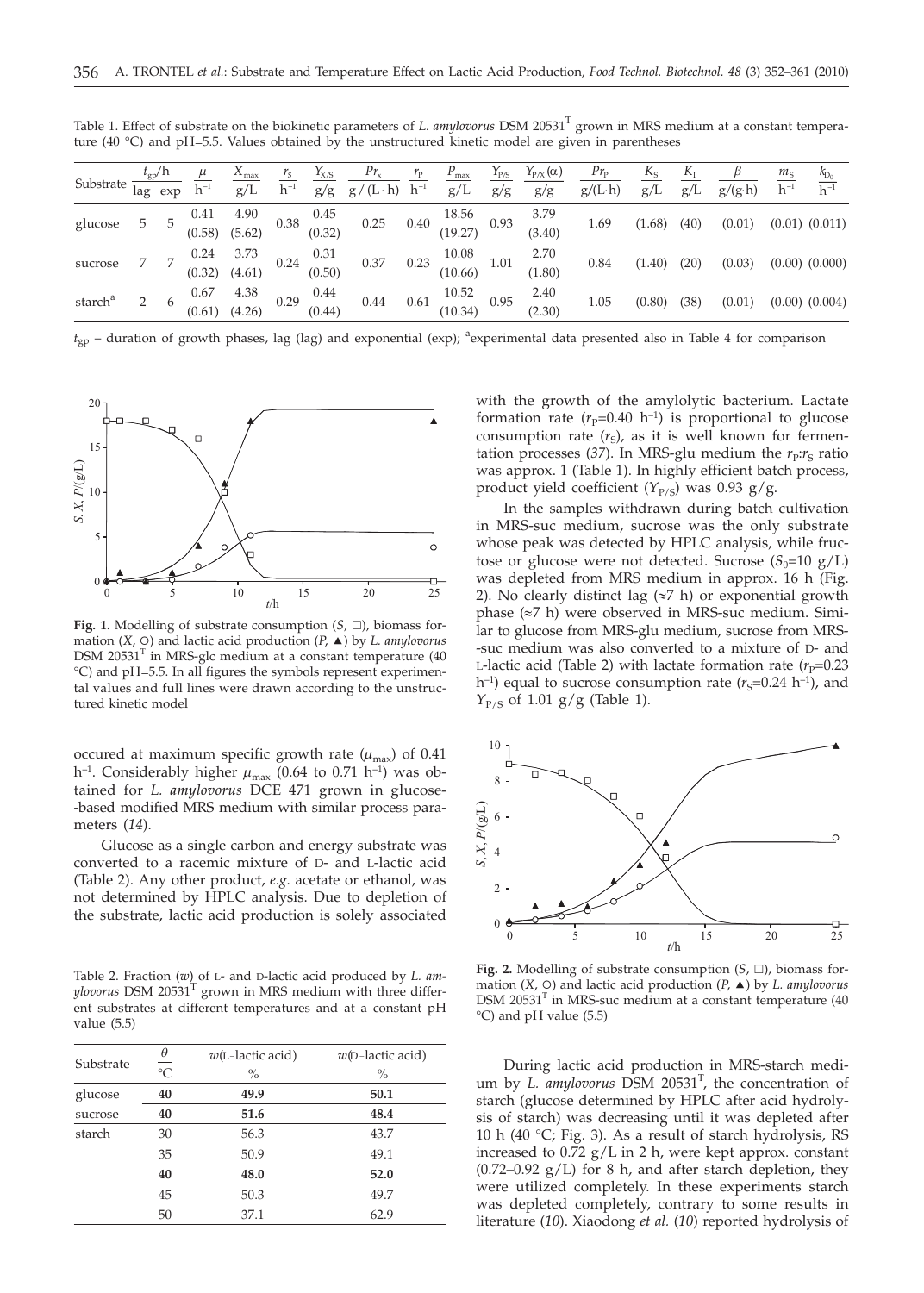Table 1. Effect of substrate on the biokinetic parameters of *L. amylovorus* DSM 20531[T] grown in MRS medium at a constant temperature (40 °C) and pH=5.5. Values obtained by the unstructured kinetic model are given in parentheses

| Substrate | $t_{gp}$/h lag | $t_{gp}$/h exp | $\mu$ / $h^{-1}$ | $X_{max}$ / g/L | $r_S$ / $h^{-1}$ | $Y_{X/S}$ / g/g | $Pr_x$ / g/(L·h) | $r_P$ / $h^{-1}$ | $P_{max}$ / g/L | $Y_{P/S}$ / g/g | $Y_{P/X}(\alpha)$ / g/g | $Pr_P$ / g/(L·h) | $K_S$ / g/L | $K_I$ / g/L | $\beta$ / g/(g·h) | $m_S$ / $h^{-1}$ | $k_{D_0}$ / $h^{-1}$ |
|---|---|---|---|---|---|---|---|---|---|---|---|---|---|---|---|---|---|
| glucose | 5 | 5 | 0.41 (0.58) | 4.90 (5.62) | 0.38 | 0.45 (0.32) | 0.25 | 0.40 | 18.56 (19.27) | 0.93 | 3.79 (3.40) | 1.69 | (1.68) | (40) | (0.01) | (0.01) | (0.011) |
| sucrose | 7 | 7 | 0.24 (0.32) | 3.73 (4.61) | 0.24 | 0.31 (0.50) | 0.37 | 0.23 | 10.08 (10.66) | 1.01 | 2.70 (1.80) | 0.84 | (1.40) | (20) | (0.03) | (0.00) | (0.000) |
| starch[a] | 2 | 6 | 0.67 (0.61) | 4.38 (4.26) | 0.29 | 0.44 (0.44) | 0.44 | 0.61 | 10.52 (10.34) | 0.95 | 2.40 (2.30) | 1.05 | (0.80) | (38) | (0.01) | (0.00) | (0.004) |

$t_{gp}$ – duration of growth phases, lag (lag) and exponential (exp); [a]experimental data presented also in Table 4 for comparison

**Fig. 1.** Modelling of substrate consumption ($S$, □), biomass formation ($X$, ○) and lactic acid production ($P$, ▲) by *L. amylovorus* DSM 20531[T] in MRS-glc medium at a constant temperature (40 °C) and pH=5.5. In all figures the symbols represent experimental values and full lines were drawn according to the unstructured kinetic model

occured at maximum specific growth rate ($\mu_{max}$) of 0.41 $h^{-1}$. Considerably higher $\mu_{max}$ (0.64 to 0.71 $h^{-1}$) was obtained for *L. amylovorus* DCE 471 grown in glucose-based modified MRS medium with similar process parameters (*14*).

Glucose as a single carbon and energy substrate was converted to a racemic mixture of D- and L-lactic acid (Table 2). Any other product, *e.g.* acetate or ethanol, was not determined by HPLC analysis. Due to depletion of the substrate, lactic acid production is solely associated with the growth of the amylolytic bacterium. Lactate formation rate ($r_P$=0.40 $h^{-1}$) is proportional to glucose consumption rate ($r_S$), as it is well known for fermentation processes (*37*). In MRS-glu medium the $r_P$:$r_S$ ratio was approx. 1 (Table 1). In highly efficient batch process, product yield coefficient ($Y_{P/S}$) was 0.93 g/g.

In the samples withdrawn during batch cultivation in MRS-suc medium, sucrose was the only substrate whose peak was detected by HPLC analysis, while fructose or glucose were not detected. Sucrose ($S_0$=10 g/L) was depleted from MRS medium in approx. 16 h (Fig. 2). No clearly distinct lag (≈7 h) or exponential growth phase (≈7 h) were observed in MRS-suc medium. Similar to glucose from MRS-glu medium, sucrose from MRS-suc medium was also converted to a mixture of D- and L-lactic acid (Table 2) with lactate formation rate ($r_P$=0.23 $h^{-1}$) equal to sucrose consumption rate ($r_S$=0.24 $h^{-1}$), and $Y_{P/S}$ of 1.01 g/g (Table 1).

Table 2. Fraction ($w$) of L- and D-lactic acid produced by *L. amylovorus* DSM 20531[T] grown in MRS medium with three different substrates at different temperatures and at a constant pH value (5.5)

| Substrate | $\theta$ / °C | $w$(L-lactic acid) / % | $w$(D-lactic acid) / % |
|---|---|---|---|
| glucose | **40** | **49.9** | **50.1** |
| sucrose | **40** | **51.6** | **48.4** |
| starch | 30 | 56.3 | 43.7 |
| | 35 | 50.9 | 49.1 |
| | **40** | **48.0** | **52.0** |
| | 45 | 50.3 | 49.7 |
| | 50 | 37.1 | 62.9 |

**Fig. 2.** Modelling of substrate consumption ($S$, □), biomass formation ($X$, ○) and lactic acid production ($P$, ▲) by *L. amylovorus* DSM 20531[T] in MRS-suc medium at a constant temperature (40 °C) and pH value (5.5)

During lactic acid production in MRS-starch medium by *L. amylovorus* DSM 20531[T], the concentration of starch (glucose determined by HPLC after acid hydrolysis of starch) was decreasing until it was depleted after 10 h (40 °C; Fig. 3). As a result of starch hydrolysis, RS increased to 0.72 g/L in 2 h, were kept approx. constant (0.72–0.92 g/L) for 8 h, and after starch depletion, they were utilized completely. In these experiments starch was depleted completely, contrary to some results in literature (*10*). Xiaodong *et al.* (*10*) reported hydrolysis of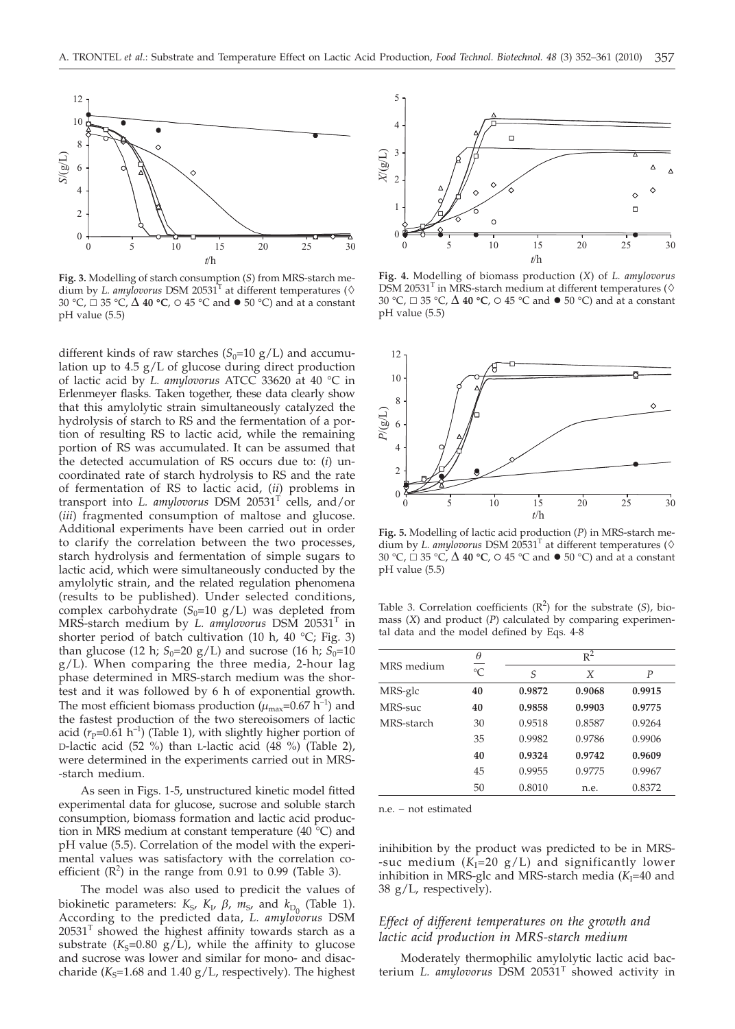**Fig. 3.** Modelling of starch consumption ($S$) from MRS-starch medium by *L. amylovorus* DSM 20531$^T$ at different temperatures (◇ 30 °C, □ 35 °C, **Δ 40 °C**, ○ 45 °C and ● 50 °C) and at a constant pH value (5.5)

**Fig. 4.** Modelling of biomass production ($X$) of *L. amylovorus* DSM 20531$^T$ in MRS-starch medium at different temperatures (◇ 30 °C, □ 35 °C, **Δ 40 °C**, ○ 45 °C and ● 50 °C) and at a constant pH value (5.5)

**Fig. 5.** Modelling of lactic acid production ($P$) in MRS-starch medium by *L. amylovorus* DSM 20531$^T$ at different temperatures (◇ 30 °C, □ 35 °C, **Δ 40 °C**, ○ 45 °C and ● 50 °C) and at a constant pH value (5.5)

different kinds of raw starches ($S_0$=10 g/L) and accumulation up to 4.5 g/L of glucose during direct production of lactic acid by *L. amylovorus* ATCC 33620 at 40 °C in Erlenmeyer flasks. Taken together, these data clearly show that this amylolytic strain simultaneously catalyzed the hydrolysis of starch to RS and the fermentation of a portion of resulting RS to lactic acid, while the remaining portion of RS was accumulated. It can be assumed that the detected accumulation of RS occurs due to: (*i*) uncoordinated rate of starch hydrolysis to RS and the rate of fermentation of RS to lactic acid, (*ii*) problems in transport into *L. amylovorus* DSM 20531$^T$ cells, and/or (*iii*) fragmented consumption of maltose and glucose. Additional experiments have been carried out in order to clarify the correlation between the two processes, starch hydrolysis and fermentation of simple sugars to lactic acid, which were simultaneously conducted by the amylolytic strain, and the related regulation phenomena (results to be published). Under selected conditions, complex carbohydrate ($S_0$=10 g/L) was depleted from MRS-starch medium by *L. amylovorus* DSM 20531$^T$ in shorter period of batch cultivation (10 h, 40 °C; Fig. 3) than glucose (12 h; $S_0$=20 g/L) and sucrose (16 h; $S_0$=10 g/L). When comparing the three media, 2-hour lag phase determined in MRS-starch medium was the shortest and it was followed by 6 h of exponential growth. The most efficient biomass production ($\mu_{max}$=0.67 h$^{-1}$) and the fastest production of the two stereoisomers of lactic acid ($r_P$=0.61 h$^{-1}$) (Table 1), with slightly higher portion of D-lactic acid (52 %) than L-lactic acid (48 %) (Table 2), were determined in the experiments carried out in MRS-starch medium.

As seen in Figs. 1-5, unstructured kinetic model fitted experimental data for glucose, sucrose and soluble starch consumption, biomass formation and lactic acid production in MRS medium at constant temperature (40 °C) and pH value (5.5). Correlation of the model with the experimental values was satisfactory with the correlation coefficient ($R^2$) in the range from 0.91 to 0.99 (Table 3).

The model was also used to predict the values of biokinetic parameters: $K_S$, $K_I$, $\beta$, $m_S$, and $k_{D_0}$ (Table 1). According to the predicted data, *L. amylovorus* DSM 20531$^T$ showed the highest affinity towards starch as a substrate ($K_S$=0.80 g/L), while the affinity to glucose and sucrose was lower and similar for mono- and disaccharide ($K_S$=1.68 and 1.40 g/L, respectively). The highest inihibition by the product was predicted to be in MRS-suc medium ($K_I$=20 g/L) and significantly lower inhibition in MRS-glc and MRS-starch media ($K_I$=40 and 38 g/L, respectively).

Table 3. Correlation coefficients ($R^2$) for the substrate ($S$), biomass ($X$) and product ($P$) calculated by comparing experimental data and the model defined by Eqs. 4-8

| MRS medium | $\theta$ / °C | $R^2$ | | |
|---|---|---|---|---|
| | | $S$ | $X$ | $P$ |
| MRS-glc | **40** | **0.9872** | **0.9068** | **0.9915** |
| MRS-suc | **40** | **0.9858** | **0.9903** | **0.9775** |
| MRS-starch | 30 | 0.9518 | 0.8587 | 0.9264 |
| | 35 | 0.9982 | 0.9786 | 0.9906 |
| | **40** | **0.9324** | **0.9742** | **0.9609** |
| | 45 | 0.9955 | 0.9775 | 0.9967 |
| | 50 | 0.8010 | n.e. | 0.8372 |

n.e. – not estimated

## *Effect of different temperatures on the growth and lactic acid production in MRS-starch medium*

Moderately thermophilic amylolytic lactic acid bacterium *L. amylovorus* DSM 20531$^T$ showed activity in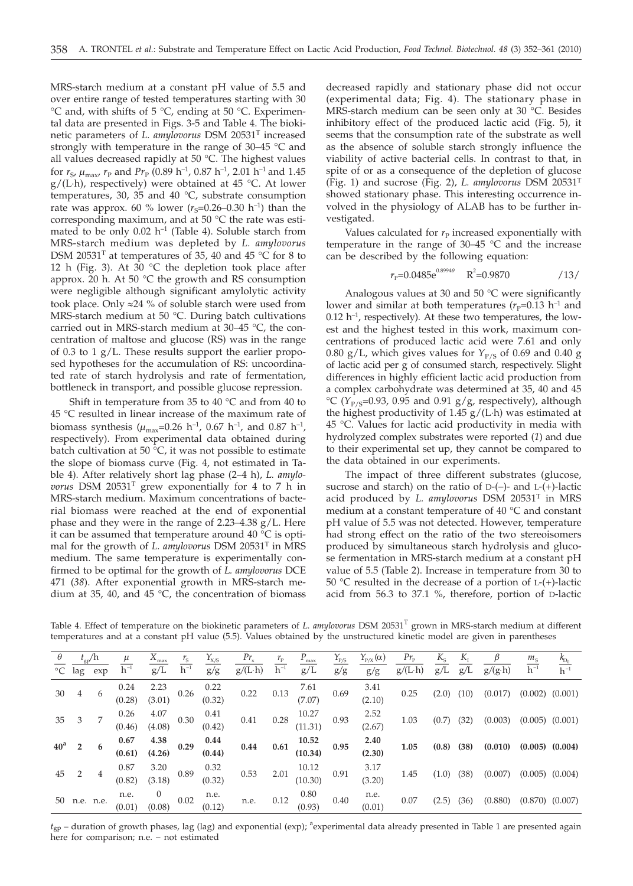MRS-starch medium at a constant pH value of 5.5 and over entire range of tested temperatures starting with 30 °C and, with shifts of 5 °C, ending at 50 °C. Experimental data are presented in Figs. 3-5 and Table 4. The biokinetic parameters of *L. amylovorus* DSM 20531[T] increased strongly with temperature in the range of 30–45 °C and all values decreased rapidly at 50 °C. The highest values for $r_S$, $\mu_{max}$, $r_P$ and $Pr_P$ (0.89 h$^{-1}$, 0.87 h$^{-1}$, 2.01 h$^{-1}$ and 1.45 g/(L·h), respectively) were obtained at 45 °C. At lower temperatures, 30, 35 and 40 °C, substrate consumption rate was approx. 60 % lower ($r_S$=0.26–0.30 h$^{-1}$) than the corresponding maximum, and at 50 °C the rate was estimated to be only 0.02 h$^{-1}$ (Table 4). Soluble starch from MRS-starch medium was depleted by *L. amylovorus* DSM 20531[T] at temperatures of 35, 40 and 45 °C for 8 to 12 h (Fig. 3). At 30 °C the depletion took place after approx. 20 h. At 50 °C the growth and RS consumption were negligible although significant amylolytic activity took place. Only ≈24 % of soluble starch were used from MRS-starch medium at 50 °C. During batch cultivations carried out in MRS-starch medium at 30–45 °C, the concentration of maltose and glucose (RS) was in the range of 0.3 to 1 g/L. These results support the earlier proposed hypotheses for the accumulation of RS: uncoordinated rate of starch hydrolysis and rate of fermentation, bottleneck in transport, and possible glucose repression.

Shift in temperature from 35 to 40 °C and from 40 to 45 °C resulted in linear increase of the maximum rate of biomass synthesis ($\mu_{max}$=0.26 h$^{-1}$, 0.67 h$^{-1}$, and 0.87 h$^{-1}$, respectively). From experimental data obtained during batch cultivation at 50 °C, it was not possible to estimate the slope of biomass curve (Fig. 4, not estimated in Table 4). After relatively short lag phase (2–4 h), *L. amylovorus* DSM 20531[T] grew exponentially for 4 to 7 h in MRS-starch medium. Maximum concentrations of bacterial biomass were reached at the end of exponential phase and they were in the range of 2.23–4.38 g/L. Here it can be assumed that temperature around 40 °C is optimal for the growth of *L. amylovorus* DSM 20531[T] in MRS medium. The same temperature is experimentally confirmed to be optimal for the growth of *L. amylovorus* DCE 471 (*38*). After exponential growth in MRS-starch medium at 35, 40, and 45 °C, the concentration of biomass decreased rapidly and stationary phase did not occur (experimental data; Fig. 4). The stationary phase in MRS-starch medium can be seen only at 30 °C. Besides inhibitory effect of the produced lactic acid (Fig. 5), it seems that the consumption rate of the substrate as well as the absence of soluble starch strongly influence the viability of active bacterial cells. In contrast to that, in spite of or as a consequence of the depletion of glucose (Fig. 1) and sucrose (Fig. 2), *L. amylovorus* DSM 20531[T] showed stationary phase. This interesting occurrence involved in the physiology of ALAB has to be further investigated.

Values calculated for $r_P$ increased exponentially with temperature in the range of 30–45 °C and the increase can be described by the following equation:

$$r_P=0.0485e^{0.0899\theta} \quad R^2=0.9870 \qquad /13/$$

Analogous values at 30 and 50 °C were significantly lower and similar at both temperatures ($r_P$=0.13 h$^{-1}$ and 0.12 h$^{-1}$, respectively). At these two temperatures, the lowest and the highest tested in this work, maximum concentrations of produced lactic acid were 7.61 and only 0.80 g/L, which gives values for $Y_{P/S}$ of 0.69 and 0.40 g of lactic acid per g of consumed starch, respectively. Slight differences in highly efficient lactic acid production from a complex carbohydrate was determined at 35, 40 and 45 °C ($Y_{P/S}$=0.93, 0.95 and 0.91 g/g, respectively), although the highest productivity of 1.45 g/(L·h) was estimated at 45 °C. Values for lactic acid productivity in media with hydrolyzed complex substrates were reported (*1*) and due to their experimental set up, they cannot be compared to the data obtained in our experiments.

The impact of three different substrates (glucose, sucrose and starch) on the ratio of D-(–)- and L-(+)-lactic acid produced by *L. amylovorus* DSM 20531[T] in MRS medium at a constant temperature of 40 °C and constant pH value of 5.5 was not detected. However, temperature had strong effect on the ratio of the two stereoisomers produced by simultaneous starch hydrolysis and glucose fermentation in MRS-starch medium at a constant pH value of 5.5 (Table 2). Increase in temperature from 30 to 50 °C resulted in the decrease of a portion of L-(+)-lactic acid from 56.3 to 37.1 %, therefore, portion of D-lactic

Table 4. Effect of temperature on the biokinetic parameters of *L. amylovorus* DSM 20531[T] grown in MRS-starch medium at different temperatures and at a constant pH value (5.5). Values obtained by the unstructured kinetic model are given in parentheses

| $\theta$ | $t_{gp}$/h | | $\mu$ | $X_{max}$ | $r_S$ | $Y_{X/S}$ | $Pr_x$ | $r_P$ | $P_{max}$ | $Y_{P/S}$ | $Y_{P/X}(\alpha)$ | $Pr_P$ | $K_S$ | $K_I$ | $\beta$ | $m_S$ | $k_{D_0}$ |
|---|---|---|---|---|---|---|---|---|---|---|---|---|---|---|---|---|---|
| °C | lag | exp | h$^{-1}$ | g/L | h$^{-1}$ | g/g | g/(L·h) | h$^{-1}$ | g/L | g/g | g/g | g/(L·h) | g/L | g/L | g/(g·h) | h$^{-1}$ | h$^{-1}$ |
| 30 | 4 | 6 | 0.24 (0.28) | 2.23 (3.01) | 0.26 | 0.22 (0.32) | 0.22 | 0.13 | 7.61 (7.07) | 0.69 | 3.41 (2.10) | 0.25 | (2.0) | (10) | (0.017) | (0.002) | (0.001) |
| 35 | 3 | 7 | 0.26 (0.46) | 4.07 (4.08) | 0.30 | 0.41 (0.42) | 0.41 | 0.28 | 10.27 (11.31) | 0.93 | 2.52 (2.67) | 1.03 | (0.7) | (32) | (0.003) | (0.005) | (0.001) |
| **40[a]** | **2** | **6** | **0.67 (0.61)** | **4.38 (4.26)** | **0.29** | **0.44 (0.44)** | **0.44** | **0.61** | **10.52 (10.34)** | **0.95** | **2.40 (2.30)** | **1.05** | **(0.8)** | **(38)** | **(0.010)** | **(0.005)** | **(0.004)** |
| 45 | 2 | 4 | 0.87 (0.82) | 3.20 (3.18) | 0.89 | 0.32 (0.32) | 0.53 | 2.01 | 10.12 (10.30) | 0.91 | 3.17 (3.20) | 1.45 | (1.0) | (38) | (0.007) | (0.005) | (0.004) |
| 50 | n.e. | n.e. | n.e. (0.01) | 0 (0.08) | 0.02 | n.e. (0.12) | n.e. | 0.12 | 0.80 (0.93) | 0.40 | n.e. (0.01) | 0.07 | (2.5) | (36) | (0.880) | (0.870) | (0.007) |

$t_{gp}$ – duration of growth phases, lag (lag) and exponential (exp); [a]experimental data already presented in Table 1 are presented again here for comparison; n.e. – not estimated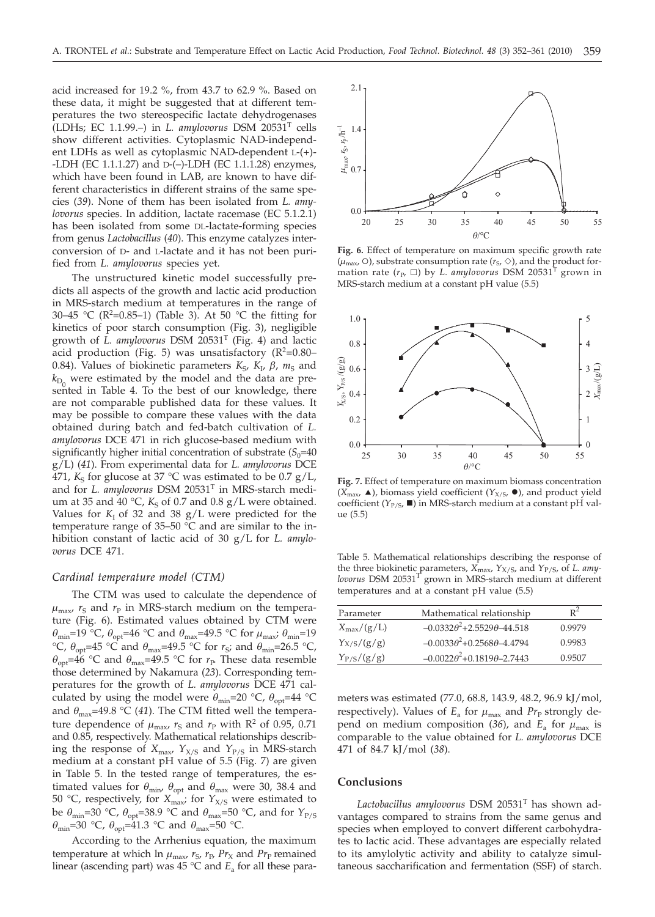acid increased for 19.2 %, from 43.7 to 62.9 %. Based on these data, it might be suggested that at different temperatures the two stereospecific lactate dehydrogenases (LDHs; EC 1.1.99.–) in *L. amylovorus* DSM 20531[T] cells show different activities. Cytoplasmic NAD-independent LDHs as well as cytoplasmic NAD-dependent L-(+)-LDH (EC 1.1.1.27) and D-(–)-LDH (EC 1.1.1.28) enzymes, which have been found in LAB, are known to have different characteristics in different strains of the same species (*39*). None of them has been isolated from *L. amylovorus* species. In addition, lactate racemase (EC 5.1.2.1) has been isolated from some DL-lactate-forming species from genus *Lactobacillus* (*40*). This enzyme catalyzes interconversion of D- and L-lactate and it has not been purified from *L. amylovorus* species yet.

The unstructured kinetic model successfully predicts all aspects of the growth and lactic acid production in MRS-starch medium at temperatures in the range of 30–45 °C ($R^2$=0.85–1) (Table 3). At 50 °C the fitting for kinetics of poor starch consumption (Fig. 3), negligible growth of *L. amylovorus* DSM 20531[T] (Fig. 4) and lactic acid production (Fig. 5) was unsatisfactory ($R^2$=0.80–0.84). Values of biokinetic parameters $K_S$, $K_I$, $\beta$, $m_S$ and $k_{D_0}$ were estimated by the model and the data are presented in Table 4. To the best of our knowledge, there are not comparable published data for these values. It may be possible to compare these values with the data obtained during batch and fed-batch cultivation of *L. amylovorus* DCE 471 in rich glucose-based medium with significantly higher initial concentration of substrate ($S_0$=40 g/L) (*41*). From experimental data for *L. amylovorus* DCE 471, $K_S$ for glucose at 37 °C was estimated to be 0.7 g/L, and for *L. amylovorus* DSM 20531[T] in MRS-starch medium at 35 and 40 °C, $K_S$ of 0.7 and 0.8 g/L were obtained. Values for $K_I$ of 32 and 38 g/L were predicted for the temperature range of 35–50 °C and are similar to the inhibition constant of lactic acid of 30 g/L for *L. amylovorus* DCE 471.

### *Cardinal temperature model (CTM)*

The CTM was used to calculate the dependence of $\mu_{max}$, $r_S$ and $r_P$ in MRS-starch medium on the temperature (Fig. 6). Estimated values obtained by CTM were $\theta_{min}$=19 °C, $\theta_{opt}$=46 °C and $\theta_{max}$=49.5 °C for $\mu_{max}$; $\theta_{min}$=19 °C, $\theta_{opt}$=45 °C and $\theta_{max}$=49.5 °C for $r_S$; and $\theta_{min}$=26.5 °C, $\theta_{opt}$=46 °C and $\theta_{max}$=49.5 °C for $r_P$. These data resemble those determined by Nakamura (*23*). Corresponding temperatures for the growth of *L. amylovorus* DCE 471 calculated by using the model were $\theta_{min}$=20 °C, $\theta_{opt}$=44 °C and $\theta_{max}$=49.8 °C (*41*). The CTM fitted well the temperature dependence of $\mu_{max}$, $r_S$ and $r_P$ with $R^2$ of 0.95, 0.71 and 0.85, respectively. Mathematical relationships describing the response of $X_{max}$, $Y_{X/S}$ and $Y_{P/S}$ in MRS-starch medium at a constant pH value of 5.5 (Fig. 7) are given in Table 5. In the tested range of temperatures, the estimated values for $\theta_{min}$, $\theta_{opt}$ and $\theta_{max}$ were 30, 38.4 and 50 °C, respectively, for $X_{max}$; for $Y_{X/S}$ were estimated to be $\theta_{min}$=30 °C, $\theta_{opt}$=38.9 °C and $\theta_{max}$=50 °C, and for $Y_{P/S}$ $\theta_{min}$=30 °C, $\theta_{opt}$=41.3 °C and $\theta_{max}$=50 °C.

According to the Arrhenius equation, the maximum temperature at which ln $\mu_{max}$, $r_S$, $r_P$, $Pr_X$ and $Pr_P$ remained linear (ascending part) was 45 °C and $E_a$ for all these parameters was estimated (77.0, 68.8, 143.9, 48.2, 96.9 kJ/mol, respectively). Values of $E_a$ for $\mu_{max}$ and $Pr_P$ strongly depend on medium composition (*36*), and $E_a$ for $\mu_{max}$ is comparable to the value obtained for *L. amylovorus* DCE 471 of 84.7 kJ/mol (*38*).

**Fig. 6.** Effect of temperature on maximum specific growth rate ($\mu_{max}$, ○), substrate consumption rate ($r_S$, ◇), and the product formation rate ($r_P$, □) by *L. amylovorus* DSM 20531[T] grown in MRS-starch medium at a constant pH value (5.5)

**Fig. 7.** Effect of temperature on maximum biomass concentration ($X_{max}$, ▲), biomass yield coefficient ($Y_{X/S}$, ●), and product yield coefficient ($Y_{P/S}$, ■) in MRS-starch medium at a constant pH value (5.5)

Table 5. Mathematical relationships describing the response of the three biokinetic parameters, $X_{max}$, $Y_{X/S}$, and $Y_{P/S}$, of *L. amylovorus* DSM 20531[T] grown in MRS-starch medium at different temperatures and at a constant pH value (5.5)

| Parameter | Mathematical relationship | $R^2$ |
|---|---|---|
| $X_{max}$/(g/L) | $-0.0332\theta^2+2.5529\theta-44.518$ | 0.9979 |
| $Y_{X/S}$/(g/g) | $-0.0033\theta^2+0.2568\theta-4.4794$ | 0.9983 |
| $Y_{P/S}$/(g/g) | $-0.0022\theta^2+0.1819\theta-2.7443$ | 0.9507 |

## Conclusions

*Lactobacillus amylovorus* DSM 20531[T] has shown advantages compared to strains from the same genus and species when employed to convert different carbohydrates to lactic acid. These advantages are especially related to its amylolytic activity and ability to catalyze simultaneous saccharification and fermentation (SSF) of starch.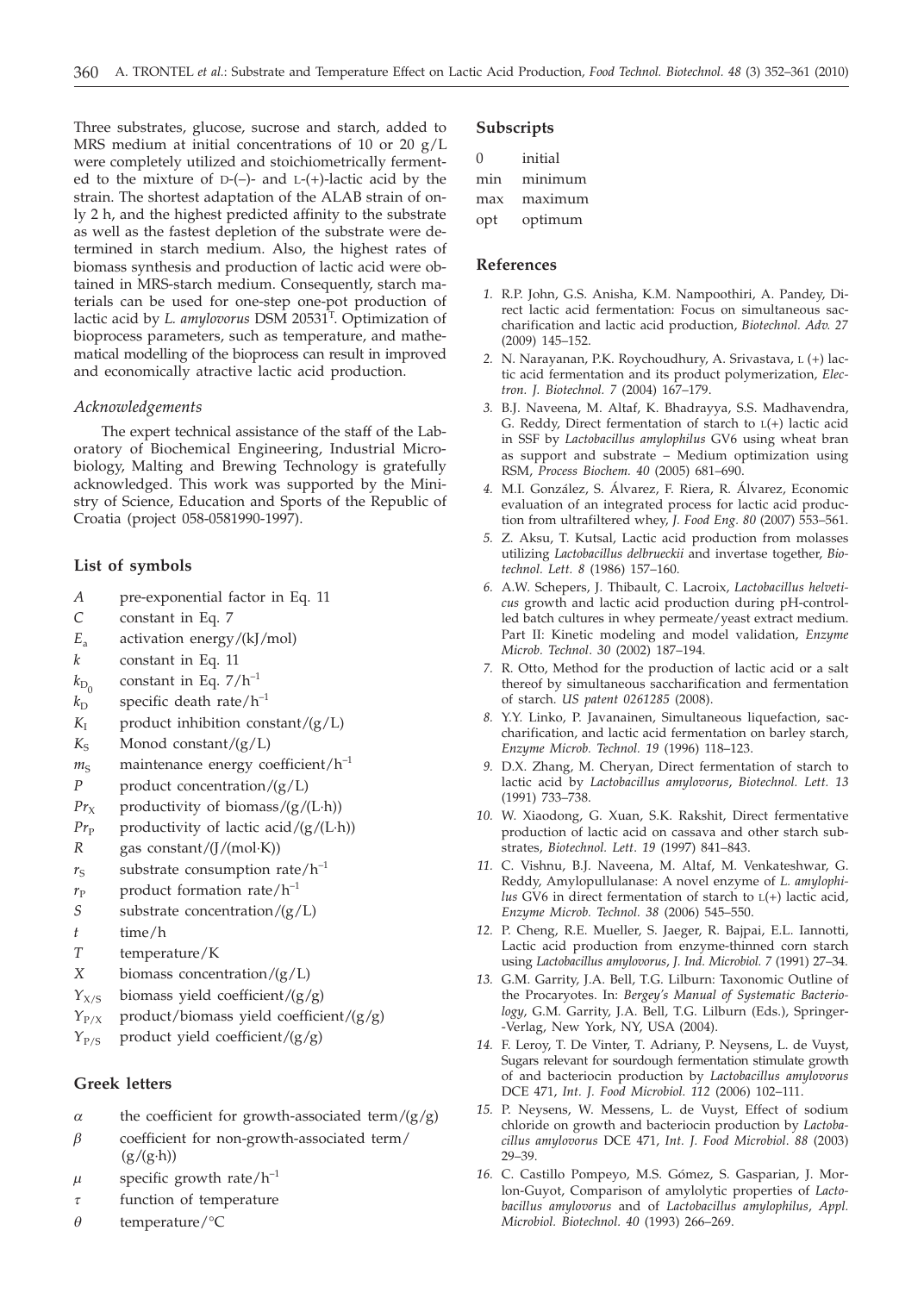Three substrates, glucose, sucrose and starch, added to MRS medium at initial concentrations of 10 or 20 g/L were completely utilized and stoichiometrically fermented to the mixture of D-(–)- and L-(+)-lactic acid by the strain. The shortest adaptation of the ALAB strain of only 2 h, and the highest predicted affinity to the substrate as well as the fastest depletion of the substrate were determined in starch medium. Also, the highest rates of biomass synthesis and production of lactic acid were obtained in MRS-starch medium. Consequently, starch materials can be used for one-step one-pot production of lactic acid by *L. amylovorus* DSM 20531[T]. Optimization of bioprocess parameters, such as temperature, and mathematical modelling of the bioprocess can result in improved and economically atractive lactic acid production.

### *Acknowledgements*

The expert technical assistance of the staff of the Laboratory of Biochemical Engineering, Industrial Microbiology, Malting and Brewing Technology is gratefully acknowledged. This work was supported by the Ministry of Science, Education and Sports of the Republic of Croatia (project 058-0581990-1997).

## List of symbols

- $A$ pre-exponential factor in Eq. 11
- $C$ constant in Eq. 7
- $E_a$ activation energy/(kJ/mol)
- $k$ constant in Eq. 11
- $k_{D_0}$ constant in Eq. 7/$h^{-1}$
- $k_D$ specific death rate/$h^{-1}$
- $K_I$ product inhibition constant/(g/L)
- $K_S$ Monod constant/(g/L)
- $m_S$ maintenance energy coefficient/$h^{-1}$
- $P$ product concentration/(g/L)
- $Pr_X$ productivity of biomass/(g/(L·h))
- $Pr_P$ productivity of lactic acid/(g/(L·h))
- $R$ gas constant/(J/(mol·K))
- $r_S$ substrate consumption rate/$h^{-1}$
- $r_P$ product formation rate/$h^{-1}$
- $S$ substrate concentration/(g/L)
- $t$ time/h
- $T$ temperature/K
- $X$ biomass concentration/(g/L)
- $Y_{X/S}$ biomass yield coefficient/(g/g)
- $Y_{P/X}$ product/biomass yield coefficient/(g/g)
- $Y_{P/S}$ product yield coefficient/(g/g)

## Greek letters

- $\alpha$ the coefficient for growth-associated term/(g/g)
- $\beta$ coefficient for non-growth-associated term/(g/(g·h))
- $\mu$ specific growth rate/$h^{-1}$
- $\tau$ function of temperature
- $\theta$ temperature/°C

## Subscripts

- 0 initial
- min minimum
- max maximum
- opt optimum

## References

1. R.P. John, G.S. Anisha, K.M. Nampoothiri, A. Pandey, Direct lactic acid fermentation: Focus on simultaneous saccharification and lactic acid production, *Biotechnol. Adv. 27* (2009) 145–152.
2. N. Narayanan, P.K. Roychoudhury, A. Srivastava, L (+) lactic acid fermentation and its product polymerization, *Electron. J. Biotechnol. 7* (2004) 167–179.
3. B.J. Naveena, M. Altaf, K. Bhadrayya, S.S. Madhavendra, G. Reddy, Direct fermentation of starch to L(+) lactic acid in SSF by *Lactobacillus amylophilus* GV6 using wheat bran as support and substrate – Medium optimization using RSM, *Process Biochem. 40* (2005) 681–690.
4. M.I. González, S. Álvarez, F. Riera, R. Álvarez, Economic evaluation of an integrated process for lactic acid production from ultrafiltered whey, *J. Food Eng. 80* (2007) 553–561.
5. Z. Aksu, T. Kutsal, Lactic acid production from molasses utilizing *Lactobacillus delbrueckii* and invertase together, *Biotechnol. Lett. 8* (1986) 157–160.
6. A.W. Schepers, J. Thibault, C. Lacroix, *Lactobacillus helveticus* growth and lactic acid production during pH-controlled batch cultures in whey permeate/yeast extract medium. Part II: Kinetic modeling and model validation, *Enzyme Microb. Technol. 30* (2002) 187–194.
7. R. Otto, Method for the production of lactic acid or a salt thereof by simultaneous saccharification and fermentation of starch. *US patent 0261285* (2008).
8. Y.Y. Linko, P. Javanainen, Simultaneous liquefaction, saccharification, and lactic acid fermentation on barley starch, *Enzyme Microb. Technol. 19* (1996) 118–123.
9. D.X. Zhang, M. Cheryan, Direct fermentation of starch to lactic acid by *Lactobacillus amylovorus*, *Biotechnol. Lett. 13* (1991) 733–738.
10. W. Xiaodong, G. Xuan, S.K. Rakshit, Direct fermentative production of lactic acid on cassava and other starch substrates, *Biotechnol. Lett. 19* (1997) 841–843.
11. C. Vishnu, B.J. Naveena, M. Altaf, M. Venkateshwar, G. Reddy, Amylopullulanase: A novel enzyme of *L. amylophilus* GV6 in direct fermentation of starch to L(+) lactic acid, *Enzyme Microb. Technol. 38* (2006) 545–550.
12. P. Cheng, R.E. Mueller, S. Jaeger, R. Bajpai, E.L. Iannotti, Lactic acid production from enzyme-thinned corn starch using *Lactobacillus amylovorus*, *J. Ind. Microbiol. 7* (1991) 27–34.
13. G.M. Garrity, J.A. Bell, T.G. Lilburn: Taxonomic Outline of the Procaryotes. In: *Bergey's Manual of Systematic Bacteriology*, G.M. Garrity, J.A. Bell, T.G. Lilburn (Eds.), Springer-Verlag, New York, NY, USA (2004).
14. F. Leroy, T. De Vinter, T. Adriany, P. Neysens, L. de Vuyst, Sugars relevant for sourdough fermentation stimulate growth of and bacteriocin production by *Lactobacillus amylovorus* DCE 471, *Int. J. Food Microbiol. 112* (2006) 102–111.
15. P. Neysens, W. Messens, L. de Vuyst, Effect of sodium chloride on growth and bacteriocin production by *Lactobacillus amylovorus* DCE 471, *Int. J. Food Microbiol. 88* (2003) 29–39.
16. C. Castillo Pompeyo, M.S. Gómez, S. Gasparian, J. Morlon-Guyot, Comparison of amylolytic properties of *Lactobacillus amylovorus* and of *Lactobacillus amylophilus*, *Appl. Microbiol. Biotechnol. 40* (1993) 266–269.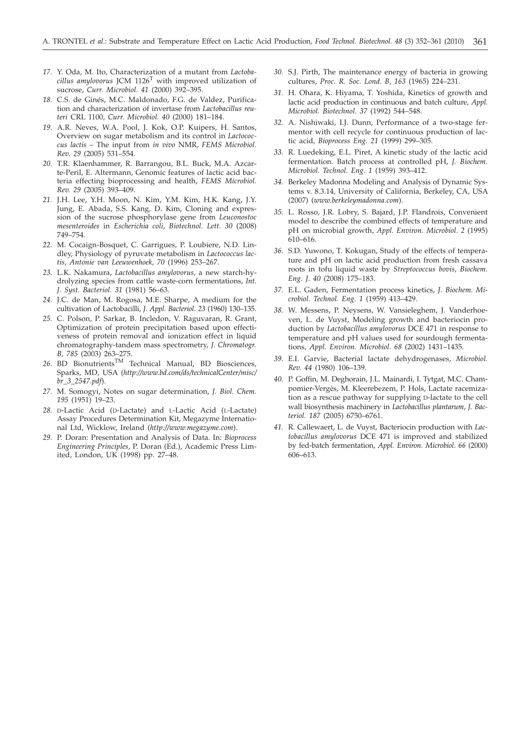17. Y. Oda, M. Ito, Characterization of a mutant from *Lactobacillus amylovorus* JCM 1126$^T$ with improved utilization of sucrose, *Curr. Microbiol. 41* (2000) 392–395.
18. C.S. de Ginés, M.C. Maldonado, F.G. de Valdez, Purification and characterization of invertase from *Lactobacillus reuteri* CRL 1100, *Curr. Microbiol. 40* (2000) 181–184.
19. A.R. Neves, W.A. Pool, J. Kok, O.P. Kuipers, H. Santos, Overview on sugar metabolism and its control in *Lactococcus lactis* – The input from *in vivo* NMR, *FEMS Microbiol. Rev. 29* (2005) 531–554.
20. T.R. Klaenhammer, R. Barrangou, B.L. Buck, M.A. Azcarte-Peril, E. Altermann, Genomic features of lactic acid bacteria effecting bioprocessing and health, *FEMS Microbiol. Rev. 29* (2005) 393–409.
21. J.H. Lee, Y.H. Moon, N. Kim, Y.M. Kim, H.K. Kang, J.Y. Jung, E. Abada, S.S. Kang, D. Kim, Cloning and expression of the sucrose phosphorylase gene from *Leuconostoc mesenteroides* in *Escherichia coli*, *Biotechnol. Lett. 30* (2008) 749–754.
22. M. Cocaign-Bosquet, C. Garrigues, P. Loubiere, N.D. Lindley, Physiology of pyruvate metabolism in *Lactococcus lactis*, *Antonie van Leeuwenhoek*, *70* (1996) 253–267.
23. L.K. Nakamura, *Lactobacillus amylovorus*, a new starch-hydrolyzing species from cattle waste-corn fermentations, *Int. J. Syst. Bacteriol. 31* (1981) 56–63.
24. J.C. de Man, M. Rogosa, M.E. Sharpe, A medium for the cultivation of Lactobacilli, *J. Appl. Bacteriol. 23* (1960) 130–135.
25. C. Polson, P. Sarkar, B. Incledon, V. Raguvaran, R. Grant, Optimization of protein precipitation based upon effectiveness of protein removal and ionization effect in liquid chromatography-tandem mass spectrometry, *J. Chromatogr. B, 785* (2003) 263–275.
26. BD Bionutrients$^{TM}$ Technical Manual, BD Biosciences, Sparks, MD, USA (*http://www.bd.com/ds/technicalCenter/misc/br_3_2547.pdf*).
27. M. Somogyi, Notes on sugar determination, *J. Biol. Chem. 195* (1951) 19–23.
28. D-Lactic Acid (D-Lactate) and L-Lactic Acid (L-Lactate) Assay Procedures Determination Kit, Megazyme International Ltd, Wicklow, Ireland (*http://www.megazyme.com*).
29. P. Doran: Presentation and Analysis of Data. In: *Bioprocess Engineering Principles*, P. Doran (Ed.), Academic Press Limited, London, UK (1998) pp. 27–48.
30. S.J. Pirth, The maintenance energy of bacteria in growing cultures, *Proc. R. Soc. Lond. B*, *163* (1965) 224–231.
31. H. Ohara, K. Hiyama, T. Yoshida, Kinetics of growth and lactic acid production in continuous and batch culture, *Appl. Microbiol. Biotechnol. 37* (1992) 544–548.
32. A. Nishiwaki, I.J. Dunn, Performance of a two-stage fermentor with cell recycle for continuous production of lactic acid, *Bioprocess Eng. 21* (1999) 299–305.
33. R. Luedeking, E.L. Piret, A kinetic study of the lactic acid fermentation. Batch process at controlled pH, *J. Biochem. Microbiol. Technol. Eng. 1* (1959) 393–412.
34. Berkeley Madonna Modeling and Analysis of Dynamic Systems v. 8.3.14, University of California, Berkeley, CA, USA (2007) (*www.berkeleymadonna.com*).
35. L. Rosso, J.R. Lobry, S. Bajard, J.P. Flandrois, Convenient model to describe the combined effects of temperature and pH on microbial growth, *Appl. Environ. Microbiol. 2* (1995) 610–616.
36. S.D. Yuwono, T. Kokugan, Study of the effects of temperature and pH on lactic acid production from fresh cassava roots in tofu liquid waste by *Streptococcus bovis*, *Biochem. Eng. J. 40* (2008) 175–183.
37. E.L. Gaden, Fermentation process kinetics, *J. Biochem. Microbiol. Technol. Eng. 1* (1959) 413–429.
38. W. Messens, P. Neysens, W. Vansieleghem, J. Vanderhoeven, L. de Vuyst, Modeling growth and bacteriocin production by *Lactobacillus amylovorus* DCE 471 in response to temperature and pH values used for sourdough fermentations, *Appl. Environ. Microbiol. 68* (2002) 1431–1435.
39. E.I. Garvie, Bacterial lactate dehydrogenases, *Microbiol. Rev. 44* (1980) 106–139.
40. P. Goffin, M. Deghorain, J.L. Mainardi, I. Tytgat, M.C. Champomier-Vergès, M. Kleerebezem, P. Hols, Lactate racemization as a rescue pathway for supplying D-lactate to the cell wall biosynthesis machinery in *Lactobacillus plantarum*, *J. Bacteriol. 187* (2005) 6750–6761.
41. R. Callewaert, L. de Vuyst, Bacteriocin production with *Lactobacillus amylovorus* DCE 471 is improved and stabilized by fed-batch fermentation, *Appl. Environ. Microbiol. 66* (2000) 606–613.